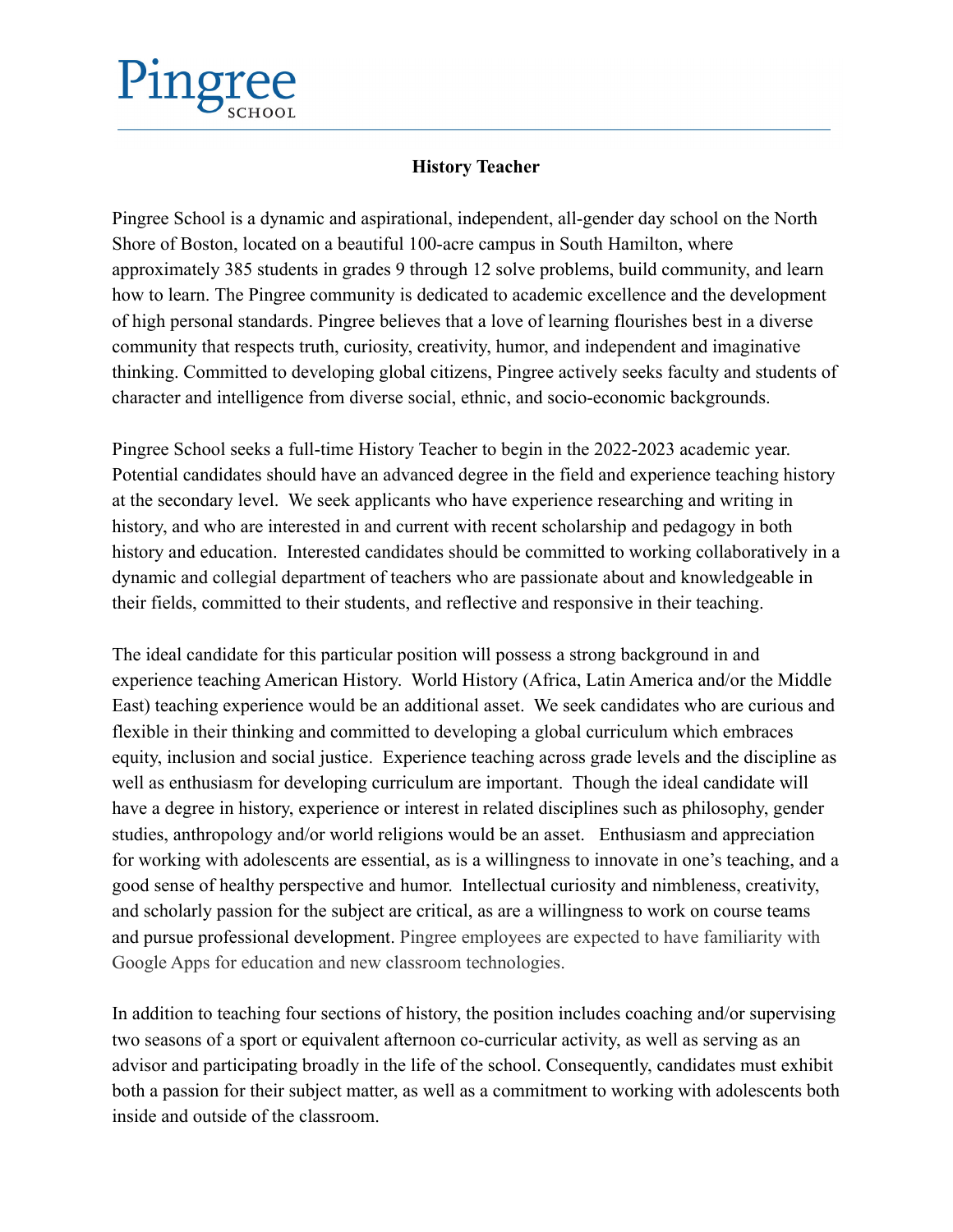Pingree
SCHOOL

## History Teacher

Pingree School is a dynamic and aspirational, independent, all-gender day school on the North Shore of Boston, located on a beautiful 100-acre campus in South Hamilton, where approximately 385 students in grades 9 through 12 solve problems, build community, and learn how to learn. The Pingree community is dedicated to academic excellence and the development of high personal standards. Pingree believes that a love of learning flourishes best in a diverse community that respects truth, curiosity, creativity, humor, and independent and imaginative thinking. Committed to developing global citizens, Pingree actively seeks faculty and students of character and intelligence from diverse social, ethnic, and socio-economic backgrounds.

Pingree School seeks a full-time History Teacher to begin in the 2022-2023 academic year. Potential candidates should have an advanced degree in the field and experience teaching history at the secondary level. We seek applicants who have experience researching and writing in history, and who are interested in and current with recent scholarship and pedagogy in both history and education. Interested candidates should be committed to working collaboratively in a dynamic and collegial department of teachers who are passionate about and knowledgeable in their fields, committed to their students, and reflective and responsive in their teaching.

The ideal candidate for this particular position will possess a strong background in and experience teaching American History. World History (Africa, Latin America and/or the Middle East) teaching experience would be an additional asset. We seek candidates who are curious and flexible in their thinking and committed to developing a global curriculum which embraces equity, inclusion and social justice. Experience teaching across grade levels and the discipline as well as enthusiasm for developing curriculum are important. Though the ideal candidate will have a degree in history, experience or interest in related disciplines such as philosophy, gender studies, anthropology and/or world religions would be an asset. Enthusiasm and appreciation for working with adolescents are essential, as is a willingness to innovate in one's teaching, and a good sense of healthy perspective and humor. Intellectual curiosity and nimbleness, creativity, and scholarly passion for the subject are critical, as are a willingness to work on course teams and pursue professional development. Pingree employees are expected to have familiarity with Google Apps for education and new classroom technologies.

In addition to teaching four sections of history, the position includes coaching and/or supervising two seasons of a sport or equivalent afternoon co-curricular activity, as well as serving as an advisor and participating broadly in the life of the school. Consequently, candidates must exhibit both a passion for their subject matter, as well as a commitment to working with adolescents both inside and outside of the classroom.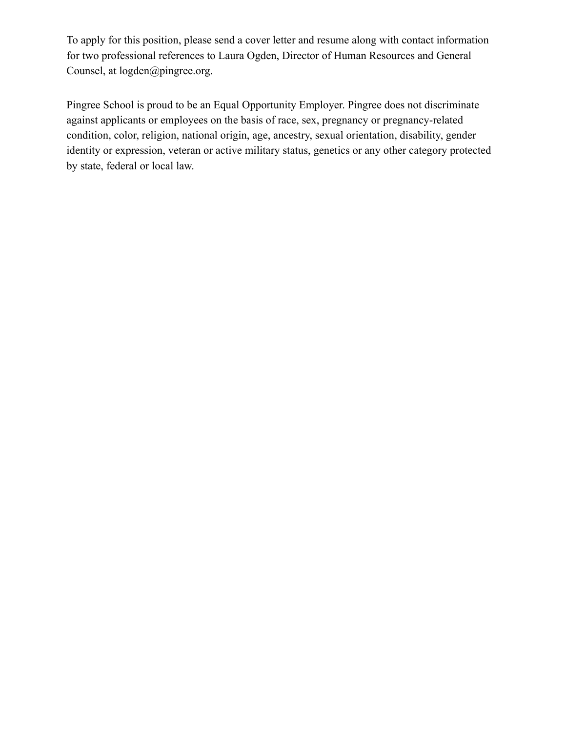To apply for this position, please send a cover letter and resume along with contact information for two professional references to Laura Ogden, Director of Human Resources and General Counsel, at logden@pingree.org.

Pingree School is proud to be an Equal Opportunity Employer. Pingree does not discriminate against applicants or employees on the basis of race, sex, pregnancy or pregnancy-related condition, color, religion, national origin, age, ancestry, sexual orientation, disability, gender identity or expression, veteran or active military status, genetics or any other category protected by state, federal or local law.